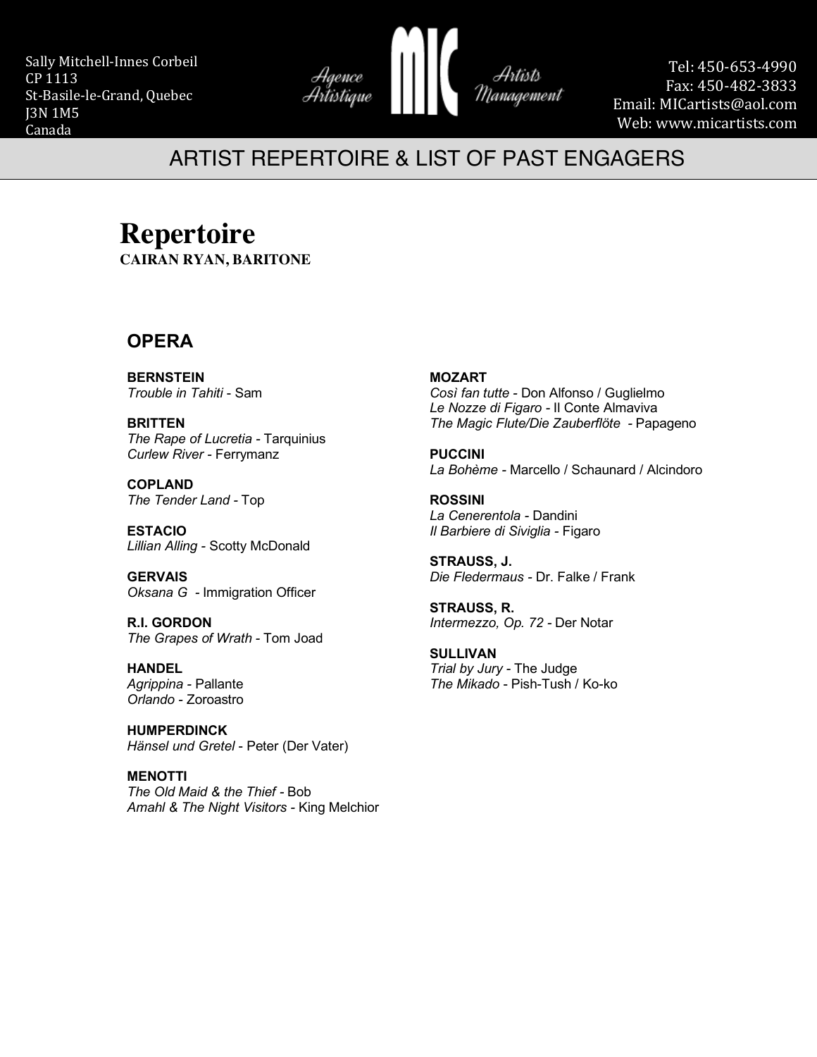Sally Mitchell-Innes Corbeil
CP 1113
St-Basile-le-Grand, Quebec
J3N 1M5
Canada

Agence Artistique **MIC** Artists Management

Tel: 450-653-4990
Fax: 450-482-3833
Email: MICartists@aol.com
Web: www.micartists.com

## ARTIST REPERTOIRE & LIST OF PAST ENGAGERS

# Repertoire

**CAIRAN RYAN, BARITONE**

## OPERA

**BERNSTEIN**
*Trouble in Tahiti* - Sam

**BRITTEN**
*The Rape of Lucretia* - Tarquinius
*Curlew River* - Ferrymanz

**COPLAND**
*The Tender Land* - Top

**ESTACIO**
*Lillian Alling* - Scotty McDonald

**GERVAIS**
*Oksana G* - Immigration Officer

**R.I. GORDON**
*The Grapes of Wrath* - Tom Joad

**HANDEL**
*Agrippina* - Pallante
*Orlando* - Zoroastro

**HUMPERDINCK**
*Hänsel und Gretel* - Peter (Der Vater)

**MENOTTI**
*The Old Maid & the Thief* - Bob
*Amahl & The Night Visitors* - King Melchior

**MOZART**
*Così fan tutte* - Don Alfonso / Guglielmo
*Le Nozze di Figaro* - Il Conte Almaviva
*The Magic Flute/Die Zauberflöte* - Papageno

**PUCCINI**
*La Bohème* - Marcello / Schaunard / Alcindoro

**ROSSINI**
*La Cenerentola* - Dandini
*Il Barbiere di Siviglia* - Figaro

**STRAUSS, J.**
*Die Fledermaus* - Dr. Falke / Frank

**STRAUSS, R.**
*Intermezzo, Op. 72* - Der Notar

**SULLIVAN**
*Trial by Jury* - The Judge
*The Mikado* - Pish-Tush / Ko-ko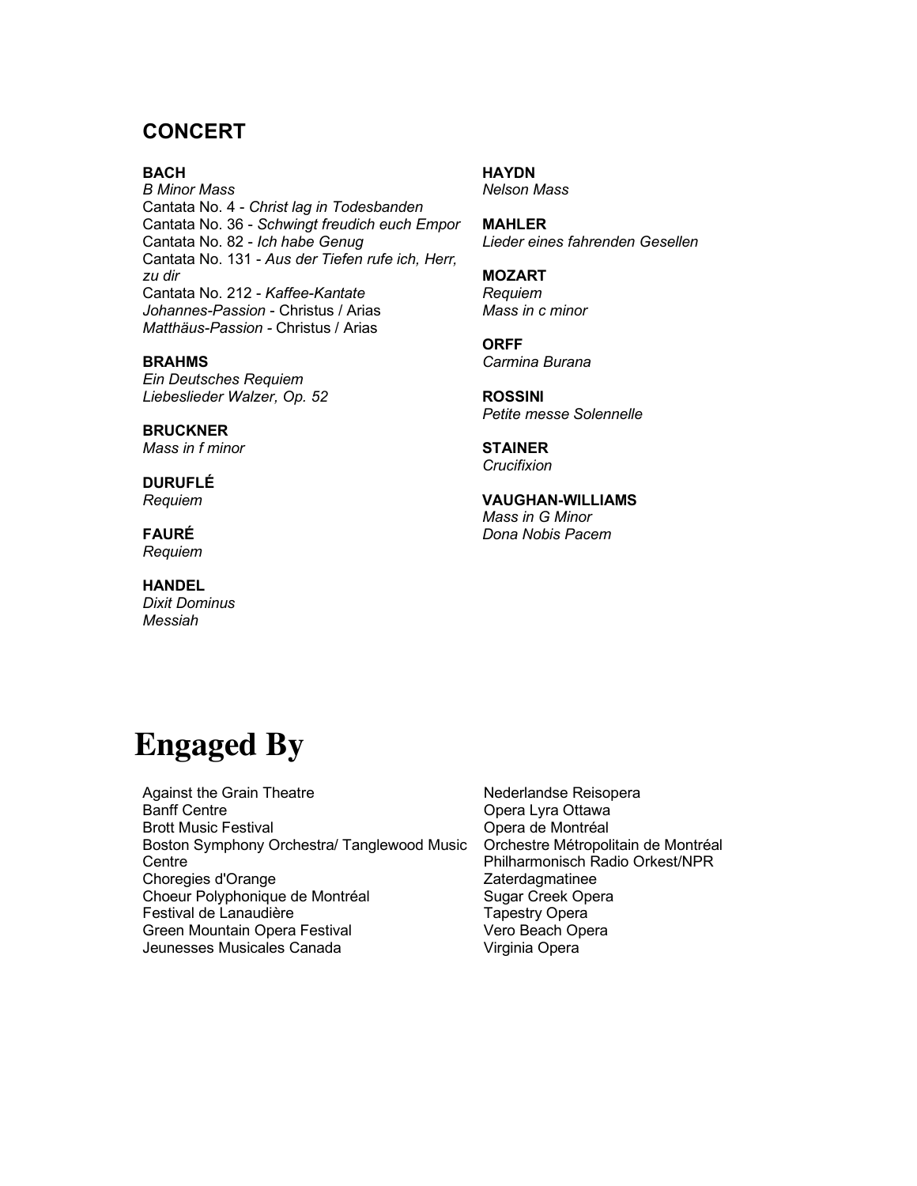## CONCERT

**BACH**
*B Minor Mass*
Cantata No. 4 - *Christ lag in Todesbanden*
Cantata No. 36 - *Schwingt freudich euch Empor*
Cantata No. 82 - *Ich habe Genug*
Cantata No. 131 - *Aus der Tiefen rufe ich, Herr, zu dir*
Cantata No. 212 - *Kaffee-Kantate*
*Johannes-Passion* - Christus / Arias
*Matthäus-Passion* - Christus / Arias

**BRAHMS**
*Ein Deutsches Requiem*
*Liebeslieder Walzer, Op. 52*

**BRUCKNER**
*Mass in f minor*

**DURUFLÉ**
*Requiem*

**FAURÉ**
*Requiem*

**HANDEL**
*Dixit Dominus*
*Messiah*

**HAYDN**
*Nelson Mass*

**MAHLER**
*Lieder eines fahrenden Gesellen*

**MOZART**
*Requiem*
*Mass in c minor*

**ORFF**
*Carmina Burana*

**ROSSINI**
*Petite messe Solennelle*

**STAINER**
*Crucifixion*

**VAUGHAN-WILLIAMS**
*Mass in G Minor*
*Dona Nobis Pacem*

# Engaged By

Against the Grain Theatre
Banff Centre
Brott Music Festival
Boston Symphony Orchestra/ Tanglewood Music Centre
Choregies d'Orange
Choeur Polyphonique de Montréal
Festival de Lanaudière
Green Mountain Opera Festival
Jeunesses Musicales Canada
Nederlandse Reisopera
Opera Lyra Ottawa
Opera de Montréal
Orchestre Métropolitain de Montréal
Philharmonisch Radio Orkest/NPR
Zaterdagmatinee
Sugar Creek Opera
Tapestry Opera
Vero Beach Opera
Virginia Opera